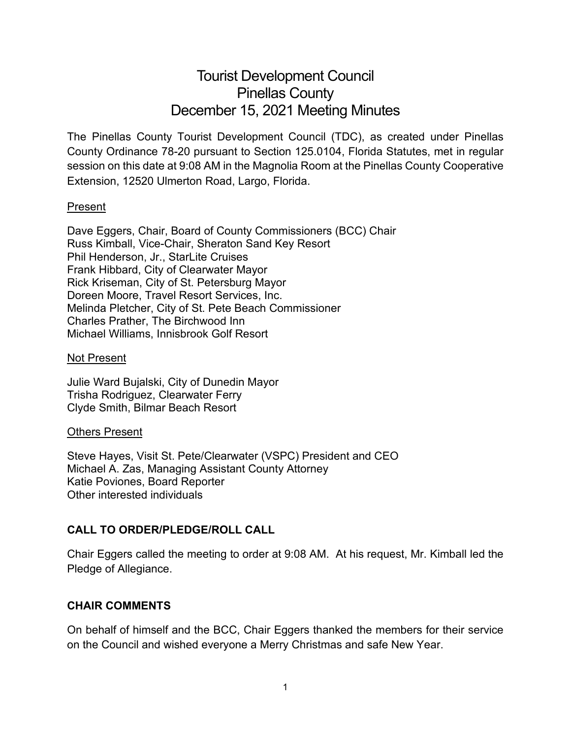# Tourist Development Council Pinellas County December 15, 2021 Meeting Minutes

The Pinellas County Tourist Development Council (TDC), as created under Pinellas County Ordinance 78-20 pursuant to Section 125.0104, Florida Statutes, met in regular session on this date at 9:08 AM in the Magnolia Room at the Pinellas County Cooperative Extension, 12520 Ulmerton Road, Largo, Florida.

Present

Dave Eggers, Chair, Board of County Commissioners (BCC) Chair
Russ Kimball, Vice-Chair, Sheraton Sand Key Resort
Phil Henderson, Jr., StarLite Cruises
Frank Hibbard, City of Clearwater Mayor
Rick Kriseman, City of St. Petersburg Mayor
Doreen Moore, Travel Resort Services, Inc.
Melinda Pletcher, City of St. Pete Beach Commissioner
Charles Prather, The Birchwood Inn
Michael Williams, Innisbrook Golf Resort

Not Present

Julie Ward Bujalski, City of Dunedin Mayor
Trisha Rodriguez, Clearwater Ferry
Clyde Smith, Bilmar Beach Resort

Others Present

Steve Hayes, Visit St. Pete/Clearwater (VSPC) President and CEO
Michael A. Zas, Managing Assistant County Attorney
Katie Poviones, Board Reporter
Other interested individuals

## CALL TO ORDER/PLEDGE/ROLL CALL

Chair Eggers called the meeting to order at 9:08 AM. At his request, Mr. Kimball led the Pledge of Allegiance.

## CHAIR COMMENTS

On behalf of himself and the BCC, Chair Eggers thanked the members for their service on the Council and wished everyone a Merry Christmas and safe New Year.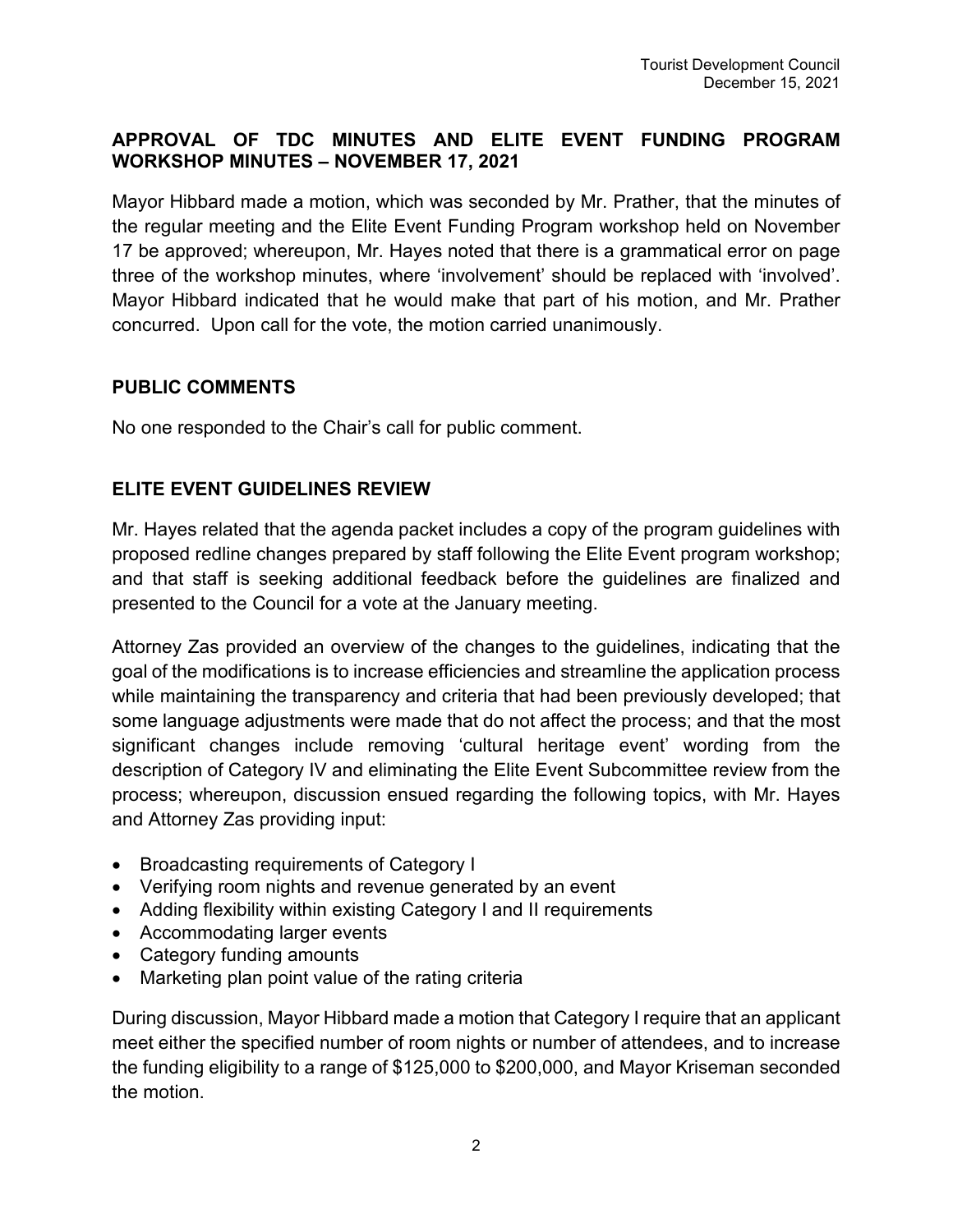## APPROVAL OF TDC MINUTES AND ELITE EVENT FUNDING PROGRAM WORKSHOP MINUTES – NOVEMBER 17, 2021

Mayor Hibbard made a motion, which was seconded by Mr. Prather, that the minutes of the regular meeting and the Elite Event Funding Program workshop held on November 17 be approved; whereupon, Mr. Hayes noted that there is a grammatical error on page three of the workshop minutes, where 'involvement' should be replaced with 'involved'. Mayor Hibbard indicated that he would make that part of his motion, and Mr. Prather concurred. Upon call for the vote, the motion carried unanimously.

## PUBLIC COMMENTS

No one responded to the Chair's call for public comment.

## ELITE EVENT GUIDELINES REVIEW

Mr. Hayes related that the agenda packet includes a copy of the program guidelines with proposed redline changes prepared by staff following the Elite Event program workshop; and that staff is seeking additional feedback before the guidelines are finalized and presented to the Council for a vote at the January meeting.

Attorney Zas provided an overview of the changes to the guidelines, indicating that the goal of the modifications is to increase efficiencies and streamline the application process while maintaining the transparency and criteria that had been previously developed; that some language adjustments were made that do not affect the process; and that the most significant changes include removing 'cultural heritage event' wording from the description of Category IV and eliminating the Elite Event Subcommittee review from the process; whereupon, discussion ensued regarding the following topics, with Mr. Hayes and Attorney Zas providing input:

- Broadcasting requirements of Category I
- Verifying room nights and revenue generated by an event
- Adding flexibility within existing Category I and II requirements
- Accommodating larger events
- Category funding amounts
- Marketing plan point value of the rating criteria

During discussion, Mayor Hibbard made a motion that Category I require that an applicant meet either the specified number of room nights or number of attendees, and to increase the funding eligibility to a range of $125,000 to $200,000, and Mayor Kriseman seconded the motion.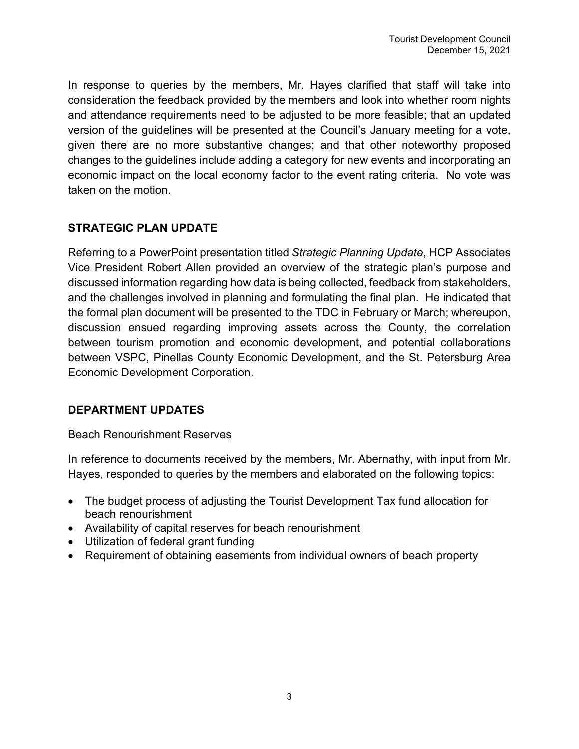In response to queries by the members, Mr. Hayes clarified that staff will take into consideration the feedback provided by the members and look into whether room nights and attendance requirements need to be adjusted to be more feasible; that an updated version of the guidelines will be presented at the Council's January meeting for a vote, given there are no more substantive changes; and that other noteworthy proposed changes to the guidelines include adding a category for new events and incorporating an economic impact on the local economy factor to the event rating criteria. No vote was taken on the motion.

## STRATEGIC PLAN UPDATE

Referring to a PowerPoint presentation titled *Strategic Planning Update*, HCP Associates Vice President Robert Allen provided an overview of the strategic plan's purpose and discussed information regarding how data is being collected, feedback from stakeholders, and the challenges involved in planning and formulating the final plan. He indicated that the formal plan document will be presented to the TDC in February or March; whereupon, discussion ensued regarding improving assets across the County, the correlation between tourism promotion and economic development, and potential collaborations between VSPC, Pinellas County Economic Development, and the St. Petersburg Area Economic Development Corporation.

## DEPARTMENT UPDATES

### Beach Renourishment Reserves

In reference to documents received by the members, Mr. Abernathy, with input from Mr. Hayes, responded to queries by the members and elaborated on the following topics:

- The budget process of adjusting the Tourist Development Tax fund allocation for beach renourishment
- Availability of capital reserves for beach renourishment
- Utilization of federal grant funding
- Requirement of obtaining easements from individual owners of beach property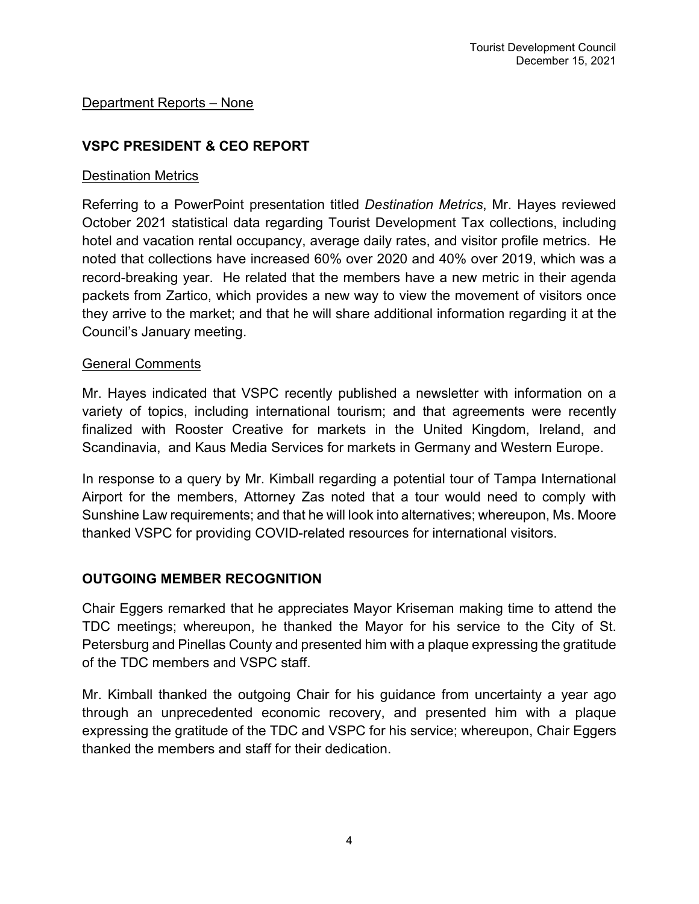Department Reports – None

## VSPC PRESIDENT & CEO REPORT

Destination Metrics

Referring to a PowerPoint presentation titled *Destination Metrics*, Mr. Hayes reviewed October 2021 statistical data regarding Tourist Development Tax collections, including hotel and vacation rental occupancy, average daily rates, and visitor profile metrics. He noted that collections have increased 60% over 2020 and 40% over 2019, which was a record-breaking year. He related that the members have a new metric in their agenda packets from Zartico, which provides a new way to view the movement of visitors once they arrive to the market; and that he will share additional information regarding it at the Council's January meeting.

General Comments

Mr. Hayes indicated that VSPC recently published a newsletter with information on a variety of topics, including international tourism; and that agreements were recently finalized with Rooster Creative for markets in the United Kingdom, Ireland, and Scandinavia, and Kaus Media Services for markets in Germany and Western Europe.

In response to a query by Mr. Kimball regarding a potential tour of Tampa International Airport for the members, Attorney Zas noted that a tour would need to comply with Sunshine Law requirements; and that he will look into alternatives; whereupon, Ms. Moore thanked VSPC for providing COVID-related resources for international visitors.

## OUTGOING MEMBER RECOGNITION

Chair Eggers remarked that he appreciates Mayor Kriseman making time to attend the TDC meetings; whereupon, he thanked the Mayor for his service to the City of St. Petersburg and Pinellas County and presented him with a plaque expressing the gratitude of the TDC members and VSPC staff.

Mr. Kimball thanked the outgoing Chair for his guidance from uncertainty a year ago through an unprecedented economic recovery, and presented him with a plaque expressing the gratitude of the TDC and VSPC for his service; whereupon, Chair Eggers thanked the members and staff for their dedication.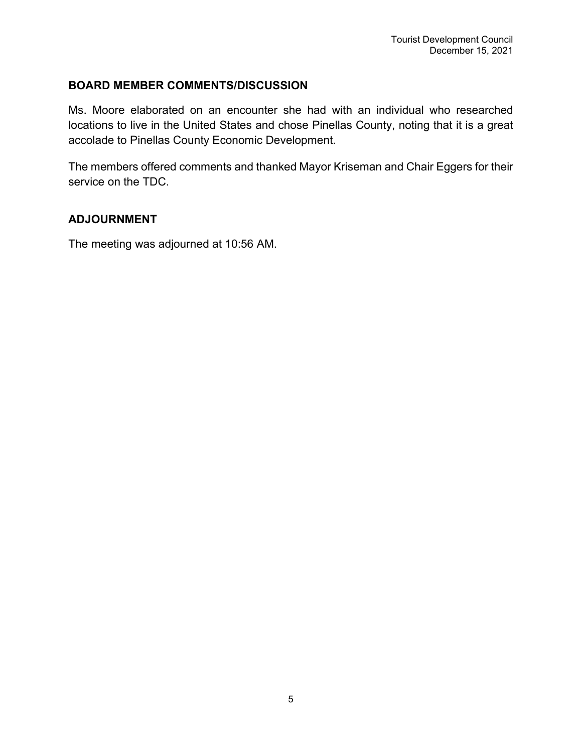## BOARD MEMBER COMMENTS/DISCUSSION

Ms. Moore elaborated on an encounter she had with an individual who researched locations to live in the United States and chose Pinellas County, noting that it is a great accolade to Pinellas County Economic Development.

The members offered comments and thanked Mayor Kriseman and Chair Eggers for their service on the TDC.

## ADJOURNMENT

The meeting was adjourned at 10:56 AM.